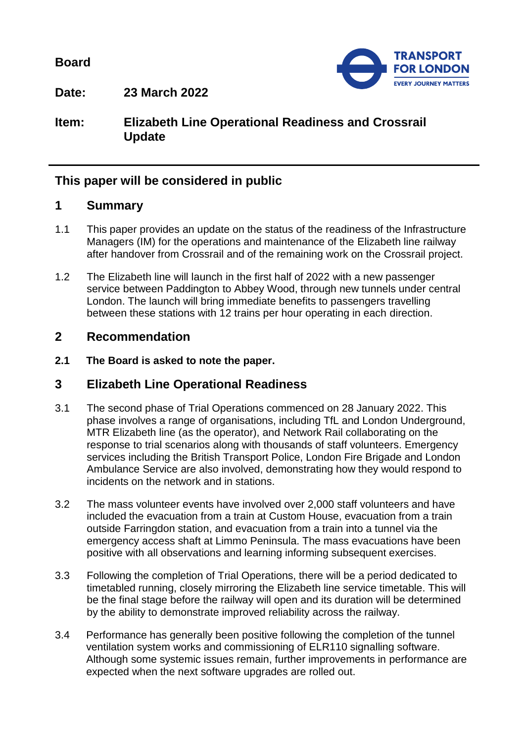**Board**

**Date: 23 March 2022**

**Item: Elizabeth Line Operational Readiness and Crossrail Update**

## This paper will be considered in public

## 1 Summary

1.1 This paper provides an update on the status of the readiness of the Infrastructure Managers (IM) for the operations and maintenance of the Elizabeth line railway after handover from Crossrail and of the remaining work on the Crossrail project.

1.2 The Elizabeth line will launch in the first half of 2022 with a new passenger service between Paddington to Abbey Wood, through new tunnels under central London. The launch will bring immediate benefits to passengers travelling between these stations with 12 trains per hour operating in each direction.

## 2 Recommendation

**2.1 The Board is asked to note the paper.**

## 3 Elizabeth Line Operational Readiness

3.1 The second phase of Trial Operations commenced on 28 January 2022. This phase involves a range of organisations, including TfL and London Underground, MTR Elizabeth line (as the operator), and Network Rail collaborating on the response to trial scenarios along with thousands of staff volunteers. Emergency services including the British Transport Police, London Fire Brigade and London Ambulance Service are also involved, demonstrating how they would respond to incidents on the network and in stations.

3.2 The mass volunteer events have involved over 2,000 staff volunteers and have included the evacuation from a train at Custom House, evacuation from a train outside Farringdon station, and evacuation from a train into a tunnel via the emergency access shaft at Limmo Peninsula. The mass evacuations have been positive with all observations and learning informing subsequent exercises.

3.3 Following the completion of Trial Operations, there will be a period dedicated to timetabled running, closely mirroring the Elizabeth line service timetable. This will be the final stage before the railway will open and its duration will be determined by the ability to demonstrate improved reliability across the railway.

3.4 Performance has generally been positive following the completion of the tunnel ventilation system works and commissioning of ELR110 signalling software. Although some systemic issues remain, further improvements in performance are expected when the next software upgrades are rolled out.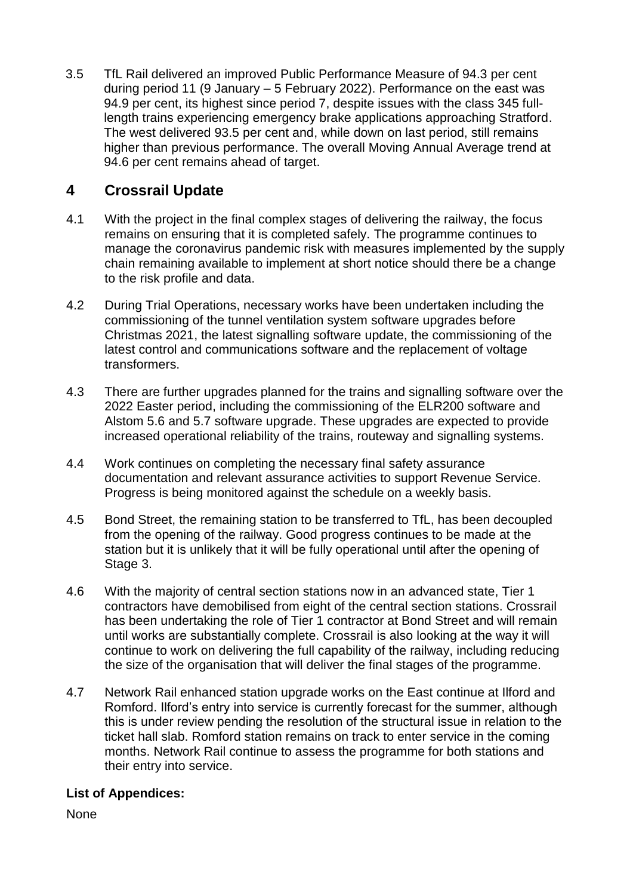3.5 TfL Rail delivered an improved Public Performance Measure of 94.3 per cent during period 11 (9 January – 5 February 2022). Performance on the east was 94.9 per cent, its highest since period 7, despite issues with the class 345 full-length trains experiencing emergency brake applications approaching Stratford. The west delivered 93.5 per cent and, while down on last period, still remains higher than previous performance. The overall Moving Annual Average trend at 94.6 per cent remains ahead of target.

## 4 Crossrail Update

4.1 With the project in the final complex stages of delivering the railway, the focus remains on ensuring that it is completed safely. The programme continues to manage the coronavirus pandemic risk with measures implemented by the supply chain remaining available to implement at short notice should there be a change to the risk profile and data.

4.2 During Trial Operations, necessary works have been undertaken including the commissioning of the tunnel ventilation system software upgrades before Christmas 2021, the latest signalling software update, the commissioning of the latest control and communications software and the replacement of voltage transformers.

4.3 There are further upgrades planned for the trains and signalling software over the 2022 Easter period, including the commissioning of the ELR200 software and Alstom 5.6 and 5.7 software upgrade. These upgrades are expected to provide increased operational reliability of the trains, routeway and signalling systems.

4.4 Work continues on completing the necessary final safety assurance documentation and relevant assurance activities to support Revenue Service. Progress is being monitored against the schedule on a weekly basis.

4.5 Bond Street, the remaining station to be transferred to TfL, has been decoupled from the opening of the railway. Good progress continues to be made at the station but it is unlikely that it will be fully operational until after the opening of Stage 3.

4.6 With the majority of central section stations now in an advanced state, Tier 1 contractors have demobilised from eight of the central section stations. Crossrail has been undertaking the role of Tier 1 contractor at Bond Street and will remain until works are substantially complete. Crossrail is also looking at the way it will continue to work on delivering the full capability of the railway, including reducing the size of the organisation that will deliver the final stages of the programme.

4.7 Network Rail enhanced station upgrade works on the East continue at Ilford and Romford. Ilford's entry into service is currently forecast for the summer, although this is under review pending the resolution of the structural issue in relation to the ticket hall slab. Romford station remains on track to enter service in the coming months. Network Rail continue to assess the programme for both stations and their entry into service.

**List of Appendices:**

None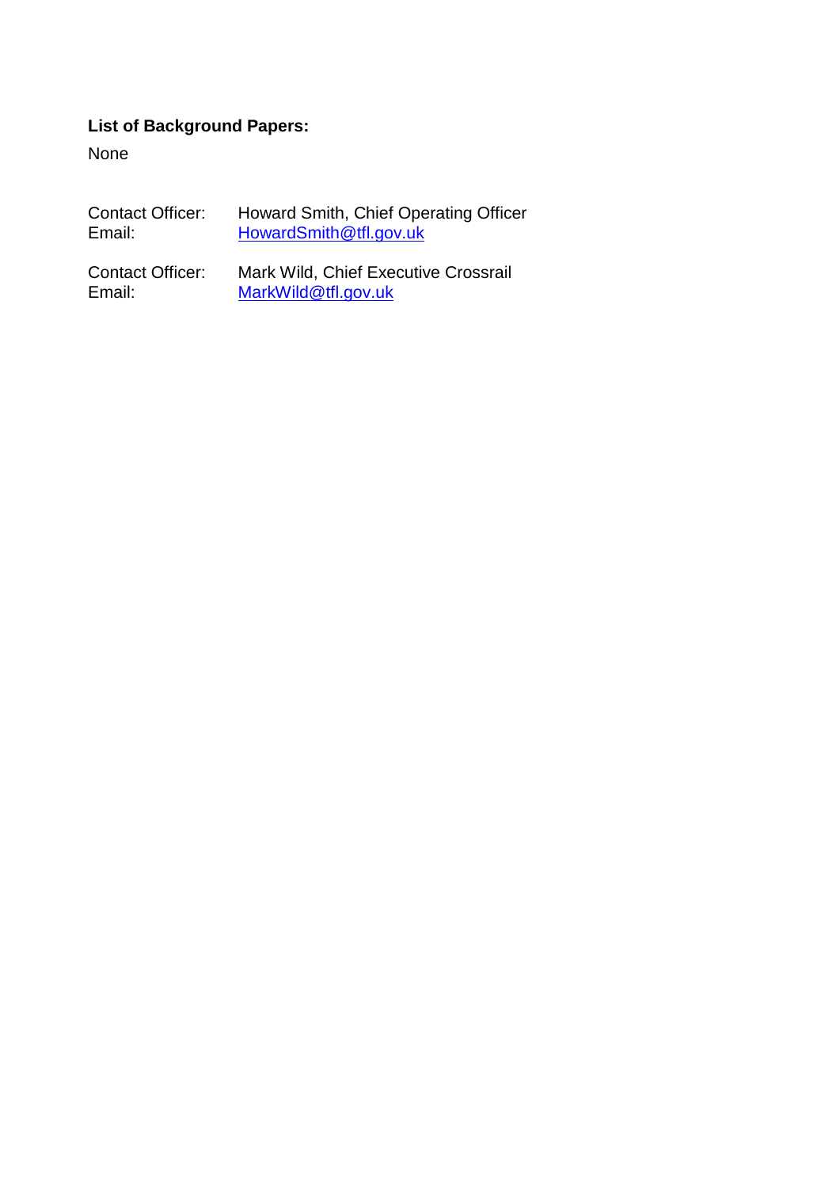**List of Background Papers:**

None

Contact Officer: Howard Smith, Chief Operating Officer
Email: HowardSmith@tfl.gov.uk

Contact Officer: Mark Wild, Chief Executive Crossrail
Email: MarkWild@tfl.gov.uk